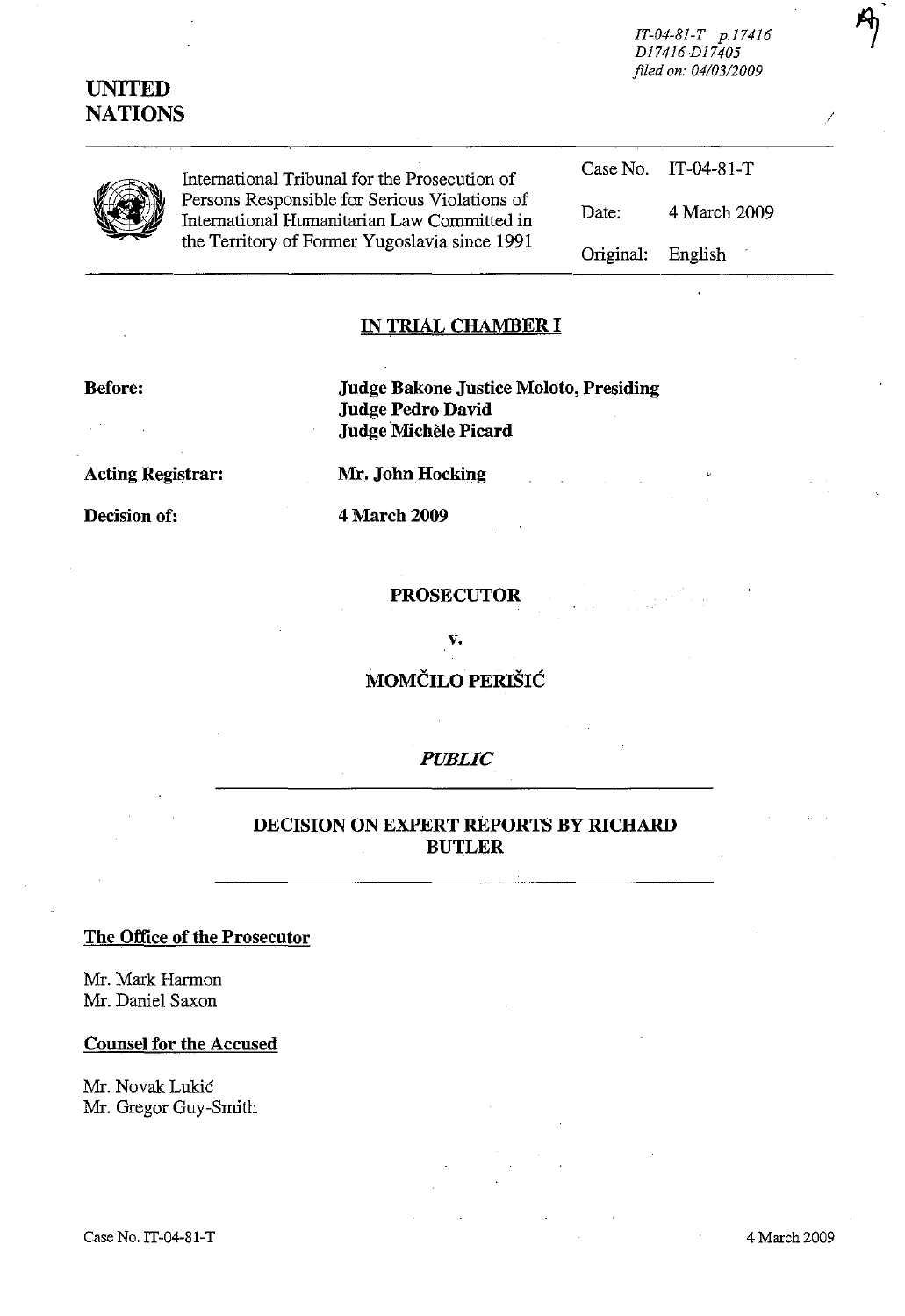IT-04-81-T p.17416
D17416-D17405
filed on: 04/03/2009

**UNITED NATIONS**

International Tribunal for the Prosecution of Persons Responsible for Serious Violations of International Humanitarian Law Committed in the Territory of Former Yugoslavia since 1991

| | |
|---|---|
| Case No. | IT-04-81-T |
| Date: | 4 March 2009 |
| Original: | English |

## IN TRIAL CHAMBER I

**Before:** **Judge Bakone Justice Moloto, Presiding**
**Judge Pedro David**
**Judge Michèle Picard**

**Acting Registrar:** **Mr. John Hocking**

**Decision of:** **4 March 2009**

**PROSECUTOR**

**v.**

**MOMČILO PERIŠIĆ**

***PUBLIC***

## DECISION ON EXPERT REPORTS BY RICHARD BUTLER

**The Office of the Prosecutor**

Mr. Mark Harmon
Mr. Daniel Saxon

**Counsel for the Accused**

Mr. Novak Lukić
Mr. Gregor Guy-Smith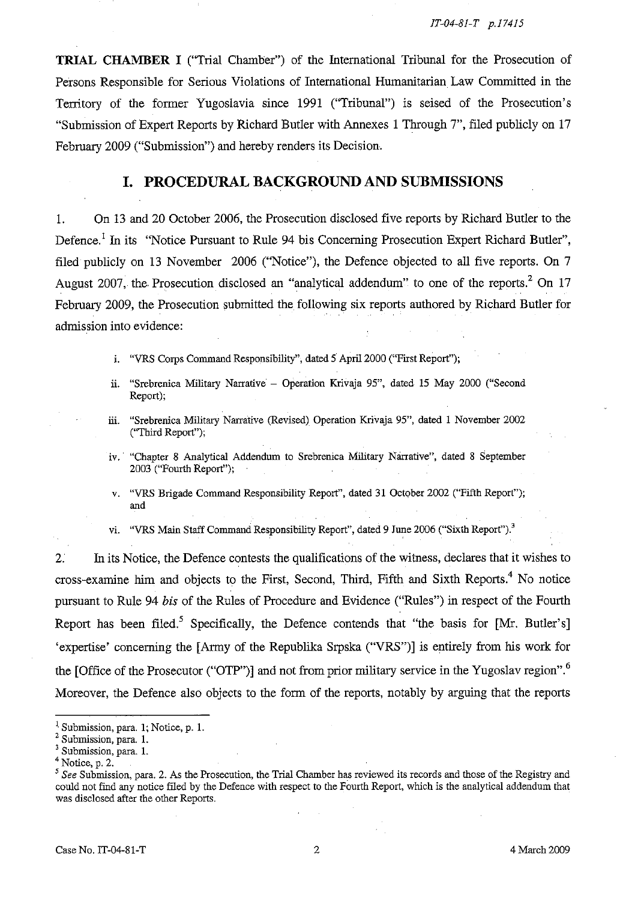**TRIAL CHAMBER I** ("Trial Chamber") of the International Tribunal for the Prosecution of Persons Responsible for Serious Violations of International Humanitarian Law Committed in the Territory of the former Yugoslavia since 1991 ("Tribunal") is seised of the Prosecution's "Submission of Expert Reports by Richard Butler with Annexes 1 Through 7", filed publicly on 17 February 2009 ("Submission") and hereby renders its Decision.

## I. PROCEDURAL BACKGROUND AND SUBMISSIONS

1. On 13 and 20 October 2006, the Prosecution disclosed five reports by Richard Butler to the Defence.[1] In its "Notice Pursuant to Rule 94 bis Concerning Prosecution Expert Richard Butler", filed publicly on 13 November 2006 ("Notice"), the Defence objected to all five reports. On 7 August 2007, the Prosecution disclosed an "analytical addendum" to one of the reports.[2] On 17 February 2009, the Prosecution submitted the following six reports authored by Richard Butler for admission into evidence:

i. "VRS Corps Command Responsibility", dated 5 April 2000 ("First Report");

ii. "Srebrenica Military Narrative – Operation Krivaja 95", dated 15 May 2000 ("Second Report);

iii. "Srebrenica Military Narrative (Revised) Operation Krivaja 95", dated 1 November 2002 ("Third Report");

iv. "Chapter 8 Analytical Addendum to Srebrenica Military Narrative", dated 8 September 2003 ("Fourth Report");

v. "VRS Brigade Command Responsibility Report", dated 31 October 2002 ("Fifth Report"); and

vi. "VRS Main Staff Command Responsibility Report", dated 9 June 2006 ("Sixth Report").[3]

2. In its Notice, the Defence contests the qualifications of the witness, declares that it wishes to cross-examine him and objects to the First, Second, Third, Fifth and Sixth Reports.[4] No notice pursuant to Rule 94 *bis* of the Rules of Procedure and Evidence ("Rules") in respect of the Fourth Report has been filed.[5] Specifically, the Defence contends that "the basis for [Mr. Butler's] 'expertise' concerning the [Army of the Republika Srpska ("VRS")] is entirely from his work for the [Office of the Prosecutor ("OTP")] and not from prior military service in the Yugoslav region".[6] Moreover, the Defence also objects to the form of the reports, notably by arguing that the reports

---

[1] Submission, para. 1; Notice, p. 1.

[2] Submission, para. 1.

[3] Submission, para. 1.

[4] Notice, p. 2.

[5] *See* Submission, para. 2. As the Prosecution, the Trial Chamber has reviewed its records and those of the Registry and could not find any notice filed by the Defence with respect to the Fourth Report, which is the analytical addendum that was disclosed after the other Reports.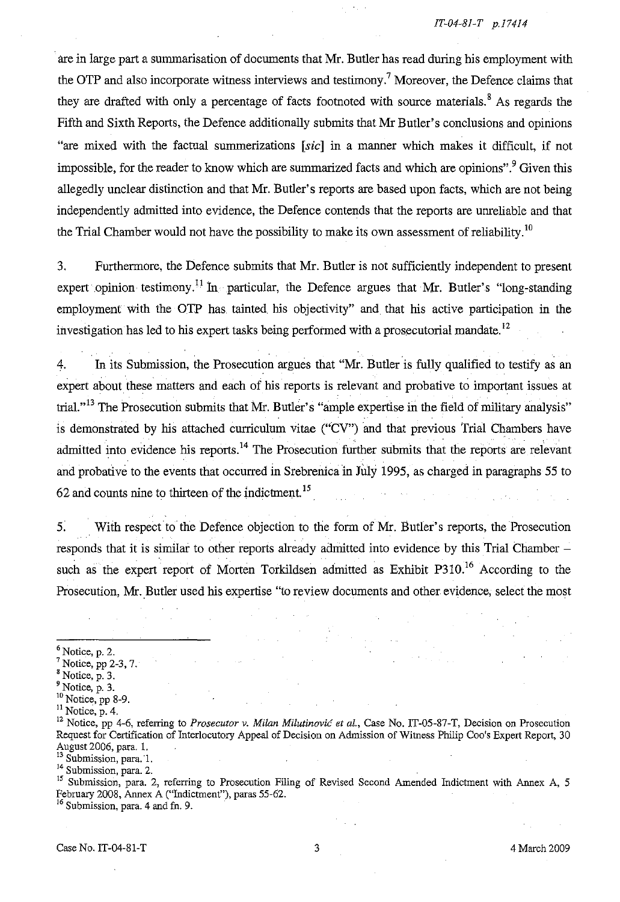are in large part a summarisation of documents that Mr. Butler has read during his employment with the OTP and also incorporate witness interviews and testimony.[7] Moreover, the Defence claims that they are drafted with only a percentage of facts footnoted with source materials.[8] As regards the Fifth and Sixth Reports, the Defence additionally submits that Mr Butler's conclusions and opinions "are mixed with the factual summerizations [*sic*] in a manner which makes it difficult, if not impossible, for the reader to know which are summarized facts and which are opinions".[9] Given this allegedly unclear distinction and that Mr. Butler's reports are based upon facts, which are not being independently admitted into evidence, the Defence contends that the reports are unreliable and that the Trial Chamber would not have the possibility to make its own assessment of reliability.[10]

3. Furthermore, the Defence submits that Mr. Butler is not sufficiently independent to present expert opinion testimony.[11] In particular, the Defence argues that Mr. Butler's "long-standing employment with the OTP has tainted his objectivity" and that his active participation in the investigation has led to his expert tasks being performed with a prosecutorial mandate.[12]

4. In its Submission, the Prosecution argues that "Mr. Butler is fully qualified to testify as an expert about these matters and each of his reports is relevant and probative to important issues at trial."[13] The Prosecution submits that Mr. Butler's "ample expertise in the field of military analysis" is demonstrated by his attached curriculum vitae ("CV") and that previous Trial Chambers have admitted into evidence his reports.[14] The Prosecution further submits that the reports are relevant and probative to the events that occurred in Srebrenica in July 1995, as charged in paragraphs 55 to 62 and counts nine to thirteen of the indictment.[15]

5. With respect to the Defence objection to the form of Mr. Butler's reports, the Prosecution responds that it is similar to other reports already admitted into evidence by this Trial Chamber – such as the expert report of Morten Torkildsen admitted as Exhibit P310.[16] According to the Prosecution, Mr. Butler used his expertise "to review documents and other evidence, select the most

---

[6] Notice, p. 2.

[7] Notice, pp 2-3, 7.

[8] Notice, p. 3.

[9] Notice, p. 3.

[10] Notice, pp 8-9.

[11] Notice, p. 4.

[12] Notice, pp 4-6, referring to *Prosecutor v. Milan Milutinović et al.*, Case No. IT-05-87-T, Decision on Prosecution Request for Certification of Interlocutory Appeal of Decision on Admission of Witness Philip Coo's Expert Report, 30 August 2006, para. 1.

[13] Submission, para. 1.

[14] Submission, para. 2.

[15] Submission, para. 2, referring to Prosecution Filing of Revised Second Amended Indictment with Annex A, 5 February 2008, Annex A ("Indictment"), paras 55-62.

[16] Submission, para. 4 and fn. 9.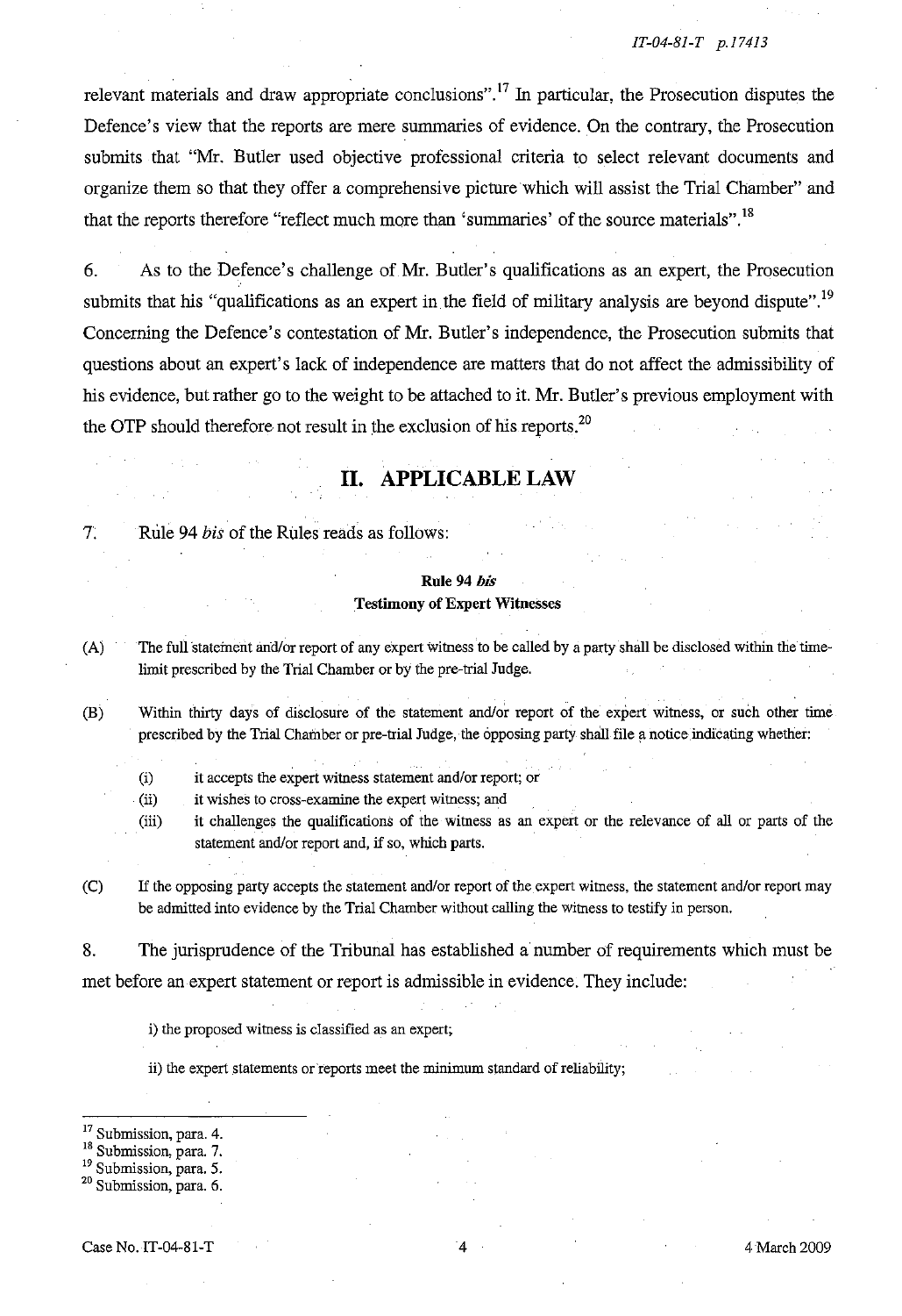relevant materials and draw appropriate conclusions".[17] In particular, the Prosecution disputes the Defence's view that the reports are mere summaries of evidence. On the contrary, the Prosecution submits that "Mr. Butler used objective professional criteria to select relevant documents and organize them so that they offer a comprehensive picture which will assist the Trial Chamber" and that the reports therefore "reflect much more than 'summaries' of the source materials".[18]

6. As to the Defence's challenge of Mr. Butler's qualifications as an expert, the Prosecution submits that his "qualifications as an expert in the field of military analysis are beyond dispute".[19] Concerning the Defence's contestation of Mr. Butler's independence, the Prosecution submits that questions about an expert's lack of independence are matters that do not affect the admissibility of his evidence, but rather go to the weight to be attached to it. Mr. Butler's previous employment with the OTP should therefore not result in the exclusion of his reports.[20]

## II. APPLICABLE LAW

7. Rule 94 *bis* of the Rules reads as follows:

**Rule 94 *bis***
**Testimony of Expert Witnesses**

(A) The full statement and/or report of any expert witness to be called by a party shall be disclosed within the time-limit prescribed by the Trial Chamber or by the pre-trial Judge.

(B) Within thirty days of disclosure of the statement and/or report of the expert witness, or such other time prescribed by the Trial Chamber or pre-trial Judge, the opposing party shall file a notice indicating whether:

(i) it accepts the expert witness statement and/or report; or
(ii) it wishes to cross-examine the expert witness; and
(iii) it challenges the qualifications of the witness as an expert or the relevance of all or parts of the statement and/or report and, if so, which parts.

(C) If the opposing party accepts the statement and/or report of the expert witness, the statement and/or report may be admitted into evidence by the Trial Chamber without calling the witness to testify in person.

8. The jurisprudence of the Tribunal has established a number of requirements which must be met before an expert statement or report is admissible in evidence. They include:

i) the proposed witness is classified as an expert;

ii) the expert statements or reports meet the minimum standard of reliability;

---

[17] Submission, para. 4.
[18] Submission, para. 7.
[19] Submission, para. 5.
[20] Submission, para. 6.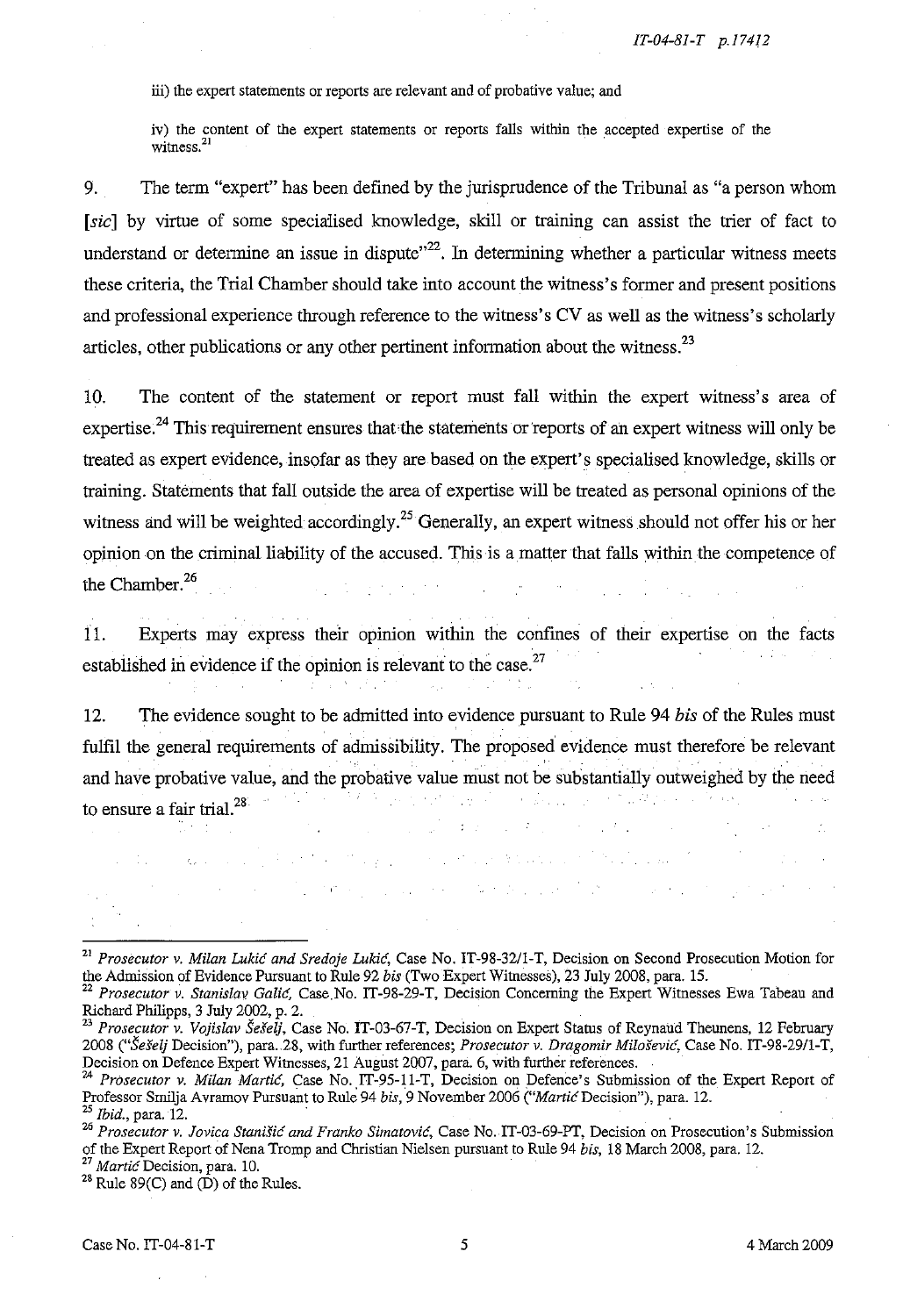iii) the expert statements or reports are relevant and of probative value; and

iv) the content of the expert statements or reports falls within the accepted expertise of the witness.[21]

9. The term "expert" has been defined by the jurisprudence of the Tribunal as "a person whom [*sic*] by virtue of some specialised knowledge, skill or training can assist the trier of fact to understand or determine an issue in dispute"[22]. In determining whether a particular witness meets these criteria, the Trial Chamber should take into account the witness's former and present positions and professional experience through reference to the witness's CV as well as the witness's scholarly articles, other publications or any other pertinent information about the witness.[23]

10. The content of the statement or report must fall within the expert witness's area of expertise.[24] This requirement ensures that the statements or reports of an expert witness will only be treated as expert evidence, insofar as they are based on the expert's specialised knowledge, skills or training. Statements that fall outside the area of expertise will be treated as personal opinions of the witness and will be weighted accordingly.[25] Generally, an expert witness should not offer his or her opinion on the criminal liability of the accused. This is a matter that falls within the competence of the Chamber.[26]

11. Experts may express their opinion within the confines of their expertise on the facts established in evidence if the opinion is relevant to the case.[27]

12. The evidence sought to be admitted into evidence pursuant to Rule 94 *bis* of the Rules must fulfil the general requirements of admissibility. The proposed evidence must therefore be relevant and have probative value, and the probative value must not be substantially outweighed by the need to ensure a fair trial.[28]

---

[21] *Prosecutor v. Milan Lukić and Sredoje Lukić*, Case No. IT-98-32/1-T, Decision on Second Prosecution Motion for the Admission of Evidence Pursuant to Rule 92 *bis* (Two Expert Witnesses), 23 July 2008, para. 15.

[22] *Prosecutor v. Stanislav Galić*, Case No. IT-98-29-T, Decision Concerning the Expert Witnesses Ewa Tabeau and Richard Philipps, 3 July 2002, p. 2.

[23] *Prosecutor v. Vojislav Šešelj*, Case No. IT-03-67-T, Decision on Expert Status of Reynaud Theunens, 12 February 2008 ("*Šešelj* Decision"), para. 28, with further references; *Prosecutor v. Dragomir Milošević*, Case No. IT-98-29/1-T, Decision on Defence Expert Witnesses, 21 August 2007, para. 6, with further references.

[24] *Prosecutor v. Milan Martić*, Case No. IT-95-11-T, Decision on Defence's Submission of the Expert Report of Professor Smilja Avramov Pursuant to Rule 94 *bis*, 9 November 2006 ("*Martić* Decision"), para. 12.

[25] *Ibid.*, para. 12.

[26] *Prosecutor v. Jovica Stanišić and Franko Simatović*, Case No. IT-03-69-PT, Decision on Prosecution's Submission of the Expert Report of Nena Tromp and Christian Nielsen pursuant to Rule 94 *bis*, 18 March 2008, para. 12.

[27] *Martić* Decision, para. 10.

[28] Rule 89(C) and (D) of the Rules.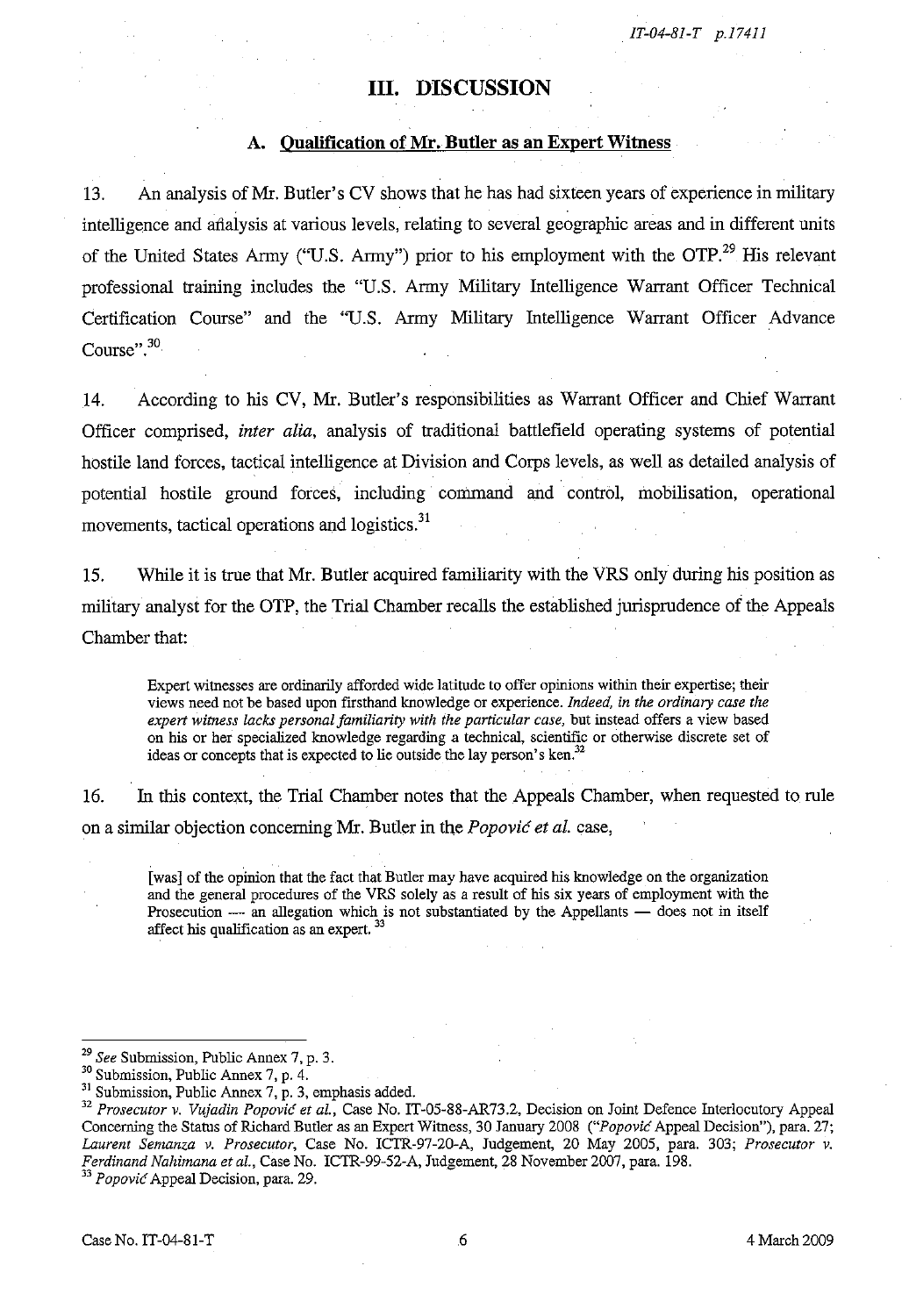## III. DISCUSSION

### A. Qualification of Mr. Butler as an Expert Witness

13. An analysis of Mr. Butler's CV shows that he has had sixteen years of experience in military intelligence and analysis at various levels, relating to several geographic areas and in different units of the United States Army ("U.S. Army") prior to his employment with the OTP.[29] His relevant professional training includes the "U.S. Army Military Intelligence Warrant Officer Technical Certification Course" and the "U.S. Army Military Intelligence Warrant Officer Advance Course".[30]

14. According to his CV, Mr. Butler's responsibilities as Warrant Officer and Chief Warrant Officer comprised, *inter alia*, analysis of traditional battlefield operating systems of potential hostile land forces, tactical intelligence at Division and Corps levels, as well as detailed analysis of potential hostile ground forces, including command and control, mobilisation, operational movements, tactical operations and logistics.[31]

15. While it is true that Mr. Butler acquired familiarity with the VRS only during his position as military analyst for the OTP, the Trial Chamber recalls the established jurisprudence of the Appeals Chamber that:

> Expert witnesses are ordinarily afforded wide latitude to offer opinions within their expertise; their views need not be based upon firsthand knowledge or experience. *Indeed, in the ordinary case the expert witness lacks personal familiarity with the particular case,* but instead offers a view based on his or her specialized knowledge regarding a technical, scientific or otherwise discrete set of ideas or concepts that is expected to lie outside the lay person's ken.[32]

16. In this context, the Trial Chamber notes that the Appeals Chamber, when requested to rule on a similar objection concerning Mr. Butler in the *Popović et al.* case,

> [was] of the opinion that the fact that Butler may have acquired his knowledge on the organization and the general procedures of the VRS solely as a result of his six years of employment with the Prosecution — an allegation which is not substantiated by the Appellants — does not in itself affect his qualification as an expert.[33]

---

[29] *See* Submission, Public Annex 7, p. 3.

[30] Submission, Public Annex 7, p. 4.

[31] Submission, Public Annex 7, p. 3, emphasis added.

[32] *Prosecutor v. Vujadin Popović et al.*, Case No. IT-05-88-AR73.2, Decision on Joint Defence Interlocutory Appeal Concerning the Status of Richard Butler as an Expert Witness, 30 January 2008 ("*Popović* Appeal Decision"), para. 27; *Laurent Semanza v. Prosecutor*, Case No. ICTR-97-20-A, Judgement, 20 May 2005, para. 303; *Prosecutor v. Ferdinand Nahimana et al.*, Case No. ICTR-99-52-A, Judgement, 28 November 2007, para. 198.

[33] *Popović* Appeal Decision, para. 29.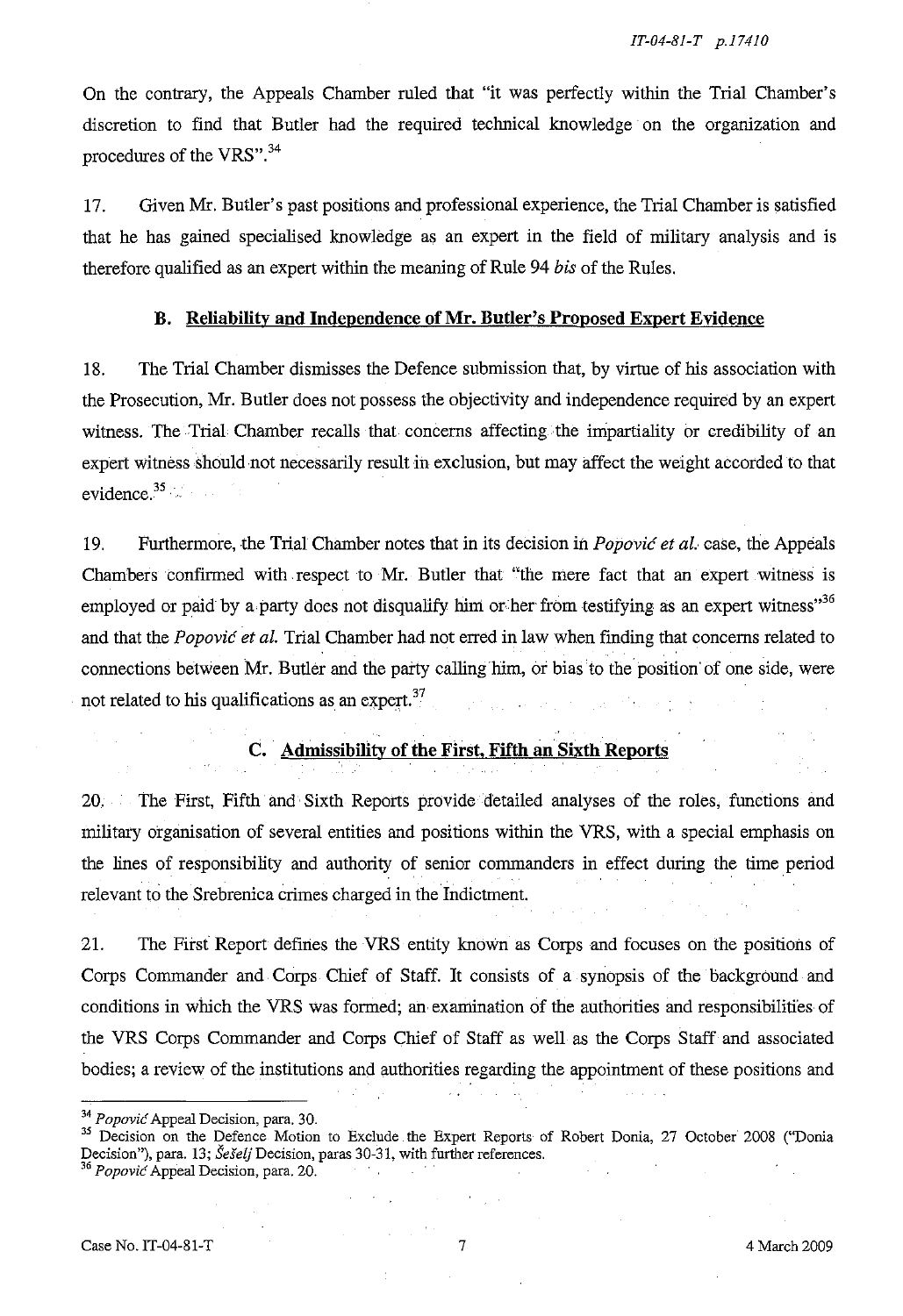On the contrary, the Appeals Chamber ruled that "it was perfectly within the Trial Chamber's discretion to find that Butler had the required technical knowledge on the organization and procedures of the VRS".[34]

17. Given Mr. Butler's past positions and professional experience, the Trial Chamber is satisfied that he has gained specialised knowledge as an expert in the field of military analysis and is therefore qualified as an expert within the meaning of Rule 94 *bis* of the Rules.

## B. Reliability and Independence of Mr. Butler's Proposed Expert Evidence

18. The Trial Chamber dismisses the Defence submission that, by virtue of his association with the Prosecution, Mr. Butler does not possess the objectivity and independence required by an expert witness. The Trial Chamber recalls that concerns affecting the impartiality or credibility of an expert witness should not necessarily result in exclusion, but may affect the weight accorded to that evidence.[35]

19. Furthermore, the Trial Chamber notes that in its decision in *Popović et al.* case, the Appeals Chambers confirmed with respect to Mr. Butler that "the mere fact that an expert witness is employed or paid by a party does not disqualify him or her from testifying as an expert witness"[36] and that the *Popović et al.* Trial Chamber had not erred in law when finding that concerns related to connections between Mr. Butler and the party calling him, or bias to the position of one side, were not related to his qualifications as an expert.[37]

## C. Admissibility of the First, Fifth an Sixth Reports

20. The First, Fifth and Sixth Reports provide detailed analyses of the roles, functions and military organisation of several entities and positions within the VRS, with a special emphasis on the lines of responsibility and authority of senior commanders in effect during the time period relevant to the Srebrenica crimes charged in the Indictment.

21. The First Report defines the VRS entity known as Corps and focuses on the positions of Corps Commander and Corps Chief of Staff. It consists of a synopsis of the background and conditions in which the VRS was formed; an examination of the authorities and responsibilities of the VRS Corps Commander and Corps Chief of Staff as well as the Corps Staff and associated bodies; a review of the institutions and authorities regarding the appointment of these positions and

---

[34] *Popović* Appeal Decision, para. 30.

[35] Decision on the Defence Motion to Exclude the Expert Reports of Robert Donia, 27 October 2008 ("Donia Decision"), para. 13; *Šešelj* Decision, paras 30-31, with further references.

[36] *Popović* Appeal Decision, para. 20.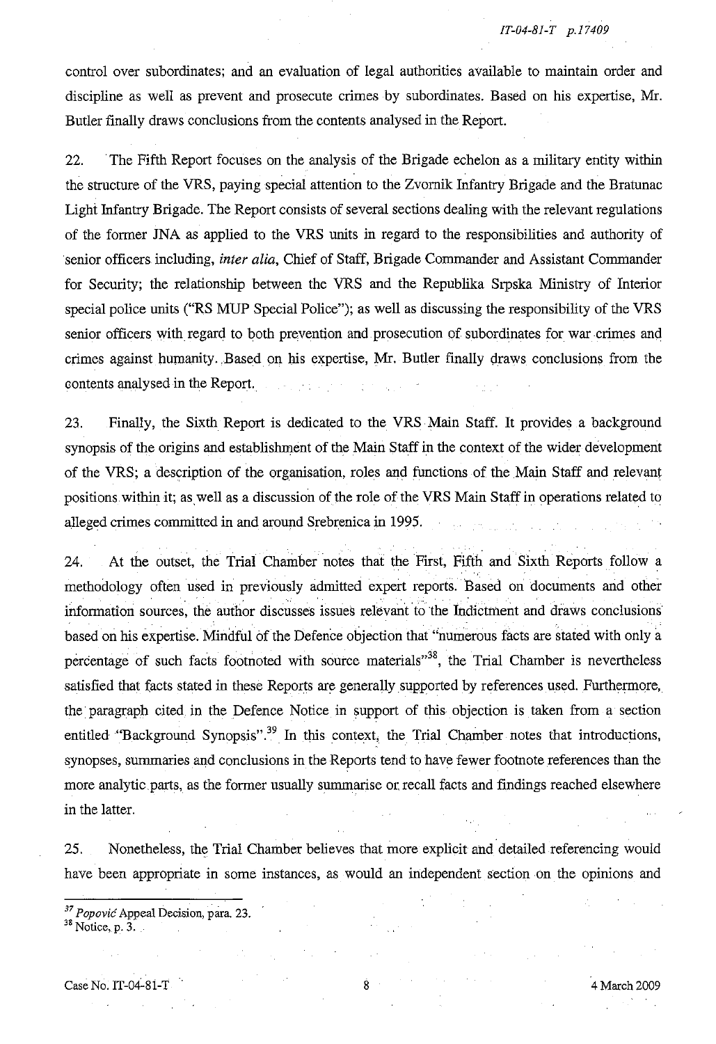control over subordinates; and an evaluation of legal authorities available to maintain order and discipline as well as prevent and prosecute crimes by subordinates. Based on his expertise, Mr. Butler finally draws conclusions from the contents analysed in the Report.

22. The Fifth Report focuses on the analysis of the Brigade echelon as a military entity within the structure of the VRS, paying special attention to the Zvornik Infantry Brigade and the Bratunac Light Infantry Brigade. The Report consists of several sections dealing with the relevant regulations of the former JNA as applied to the VRS units in regard to the responsibilities and authority of senior officers including, *inter alia*, Chief of Staff, Brigade Commander and Assistant Commander for Security; the relationship between the VRS and the Republika Srpska Ministry of Interior special police units ("RS MUP Special Police"); as well as discussing the responsibility of the VRS senior officers with regard to both prevention and prosecution of subordinates for war crimes and crimes against humanity. Based on his expertise, Mr. Butler finally draws conclusions from the contents analysed in the Report.

23. Finally, the Sixth Report is dedicated to the VRS Main Staff. It provides a background synopsis of the origins and establishment of the Main Staff in the context of the wider development of the VRS; a description of the organisation, roles and functions of the Main Staff and relevant positions within it; as well as a discussion of the role of the VRS Main Staff in operations related to alleged crimes committed in and around Srebrenica in 1995.

24. At the outset, the Trial Chamber notes that the First, Fifth and Sixth Reports follow a methodology often used in previously admitted expert reports. Based on documents and other information sources, the author discusses issues relevant to the Indictment and draws conclusions based on his expertise. Mindful of the Defence objection that "numerous facts are stated with only a percentage of such facts footnoted with source materials"[38], the Trial Chamber is nevertheless satisfied that facts stated in these Reports are generally supported by references used. Furthermore, the paragraph cited in the Defence Notice in support of this objection is taken from a section entitled "Background Synopsis".[39] In this context, the Trial Chamber notes that introductions, synopses, summaries and conclusions in the Reports tend to have fewer footnote references than the more analytic parts, as the former usually summarise or recall facts and findings reached elsewhere in the latter.

25. Nonetheless, the Trial Chamber believes that more explicit and detailed referencing would have been appropriate in some instances, as would an independent section on the opinions and

---

[37] *Popović* Appeal Decision, para. 23.

[38] Notice, p. 3.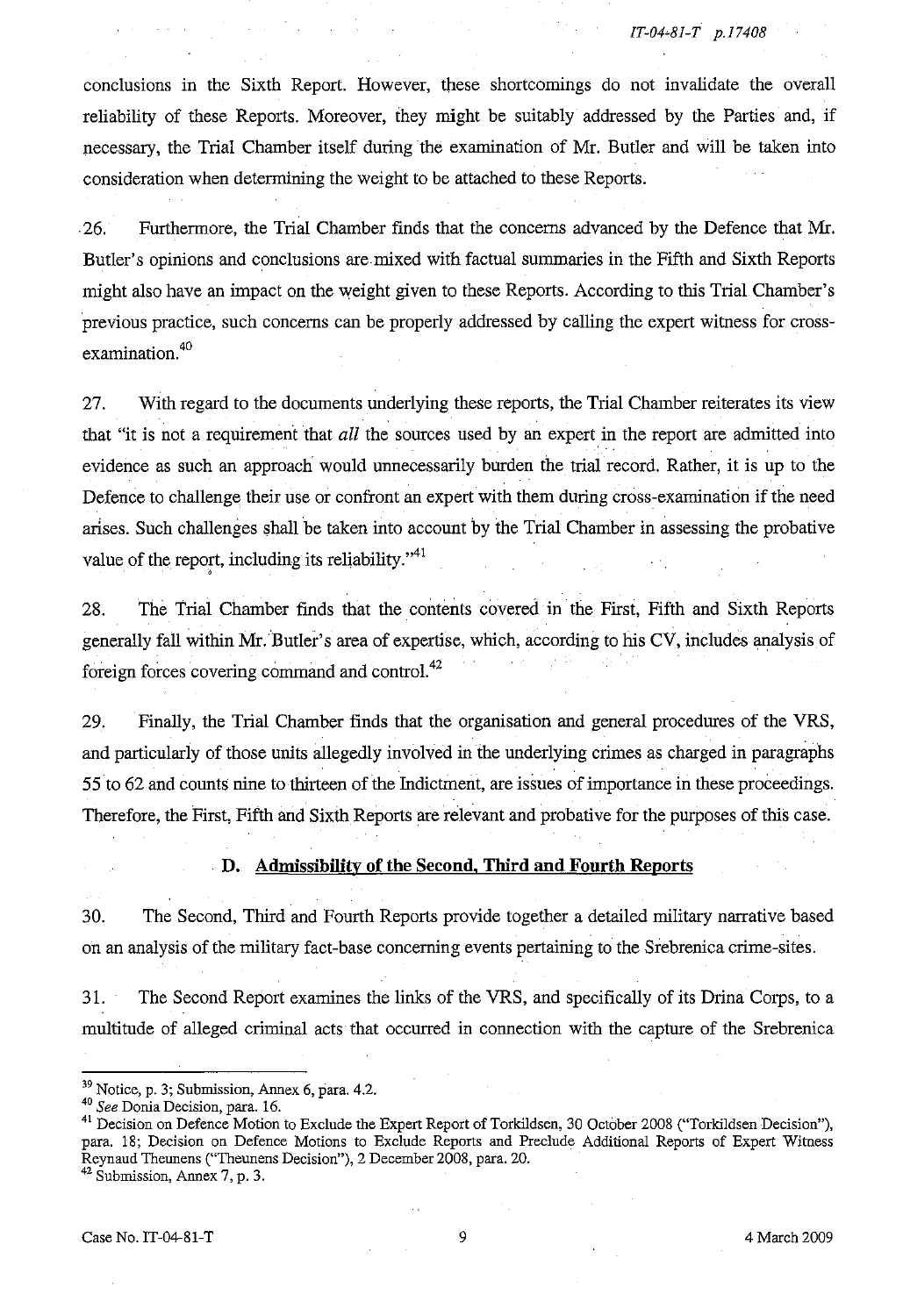conclusions in the Sixth Report. However, these shortcomings do not invalidate the overall reliability of these Reports. Moreover, they might be suitably addressed by the Parties and, if necessary, the Trial Chamber itself during the examination of Mr. Butler and will be taken into consideration when determining the weight to be attached to these Reports.

26. Furthermore, the Trial Chamber finds that the concerns advanced by the Defence that Mr. Butler's opinions and conclusions are mixed with factual summaries in the Fifth and Sixth Reports might also have an impact on the weight given to these Reports. According to this Trial Chamber's previous practice, such concerns can be properly addressed by calling the expert witness for cross-examination.[40]

27. With regard to the documents underlying these reports, the Trial Chamber reiterates its view that "it is not a requirement that *all* the sources used by an expert in the report are admitted into evidence as such an approach would unnecessarily burden the trial record. Rather, it is up to the Defence to challenge their use or confront an expert with them during cross-examination if the need arises. Such challenges shall be taken into account by the Trial Chamber in assessing the probative value of the report, including its reliability."[41]

28. The Trial Chamber finds that the contents covered in the First, Fifth and Sixth Reports generally fall within Mr. Butler's area of expertise, which, according to his CV, includes analysis of foreign forces covering command and control.[42]

29. Finally, the Trial Chamber finds that the organisation and general procedures of the VRS, and particularly of those units allegedly involved in the underlying crimes as charged in paragraphs 55 to 62 and counts nine to thirteen of the Indictment, are issues of importance in these proceedings. Therefore, the First, Fifth and Sixth Reports are relevant and probative for the purposes of this case.

### D. Admissibility of the Second, Third and Fourth Reports

30. The Second, Third and Fourth Reports provide together a detailed military narrative based on an analysis of the military fact-base concerning events pertaining to the Srebrenica crime-sites.

31. The Second Report examines the links of the VRS, and specifically of its Drina Corps, to a multitude of alleged criminal acts that occurred in connection with the capture of the Srebrenica

---

[39] Notice, p. 3; Submission, Annex 6, para. 4.2.

[40] *See* Donia Decision, para. 16.

[41] Decision on Defence Motion to Exclude the Expert Report of Torkildsen, 30 October 2008 ("Torkildsen Decision"), para. 18; Decision on Defence Motions to Exclude Reports and Preclude Additional Reports of Expert Witness Reynaud Theunens ("Theunens Decision"), 2 December 2008, para. 20.

[42] Submission, Annex 7, p. 3.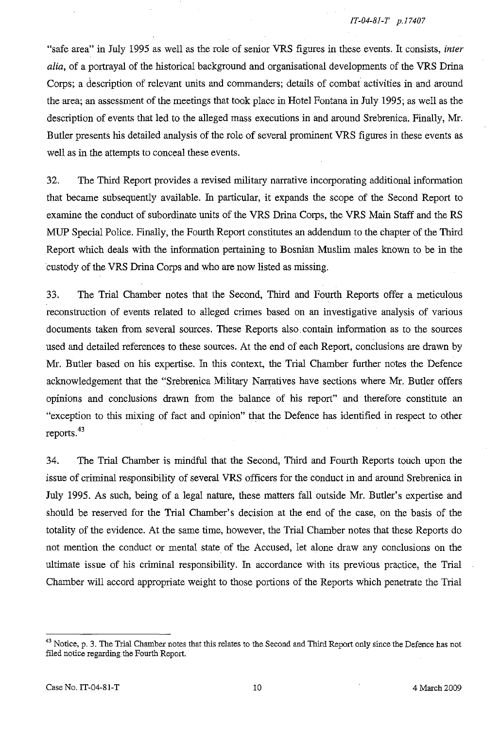"safe area" in July 1995 as well as the role of senior VRS figures in these events. It consists, *inter alia*, of a portrayal of the historical background and organisational developments of the VRS Drina Corps; a description of relevant units and commanders; details of combat activities in and around the area; an assessment of the meetings that took place in Hotel Fontana in July 1995; as well as the description of events that led to the alleged mass executions in and around Srebrenica. Finally, Mr. Butler presents his detailed analysis of the role of several prominent VRS figures in these events as well as in the attempts to conceal these events.

32. The Third Report provides a revised military narrative incorporating additional information that became subsequently available. In particular, it expands the scope of the Second Report to examine the conduct of subordinate units of the VRS Drina Corps, the VRS Main Staff and the RS MUP Special Police. Finally, the Fourth Report constitutes an addendum to the chapter of the Third Report which deals with the information pertaining to Bosnian Muslim males known to be in the custody of the VRS Drina Corps and who are now listed as missing.

33. The Trial Chamber notes that the Second, Third and Fourth Reports offer a meticulous reconstruction of events related to alleged crimes based on an investigative analysis of various documents taken from several sources. These Reports also contain information as to the sources used and detailed references to these sources. At the end of each Report, conclusions are drawn by Mr. Butler based on his expertise. In this context, the Trial Chamber further notes the Defence acknowledgement that the "Srebrenica Military Narratives have sections where Mr. Butler offers opinions and conclusions drawn from the balance of his report" and therefore constitute an "exception to this mixing of fact and opinion" that the Defence has identified in respect to other reports.[43]

34. The Trial Chamber is mindful that the Second, Third and Fourth Reports touch upon the issue of criminal responsibility of several VRS officers for the conduct in and around Srebrenica in July 1995. As such, being of a legal nature, these matters fall outside Mr. Butler's expertise and should be reserved for the Trial Chamber's decision at the end of the case, on the basis of the totality of the evidence. At the same time, however, the Trial Chamber notes that these Reports do not mention the conduct or mental state of the Accused, let alone draw any conclusions on the ultimate issue of his criminal responsibility. In accordance with its previous practice, the Trial Chamber will accord appropriate weight to those portions of the Reports which penetrate the Trial

[43] Notice, p. 3. The Trial Chamber notes that this relates to the Second and Third Report only since the Defence has not filed notice regarding the Fourth Report.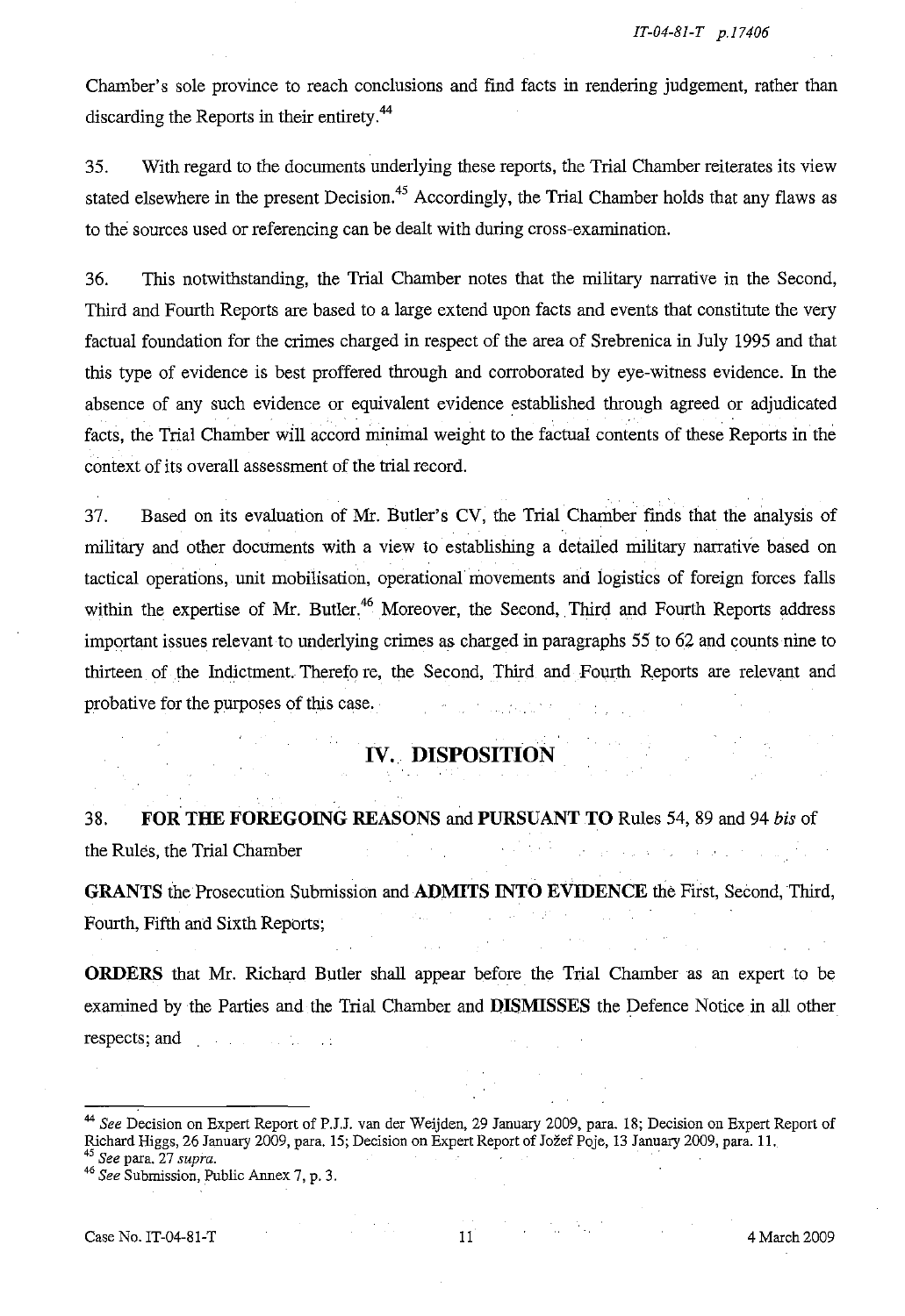Chamber's sole province to reach conclusions and find facts in rendering judgement, rather than discarding the Reports in their entirety.[44]

35. With regard to the documents underlying these reports, the Trial Chamber reiterates its view stated elsewhere in the present Decision.[45] Accordingly, the Trial Chamber holds that any flaws as to the sources used or referencing can be dealt with during cross-examination.

36. This notwithstanding, the Trial Chamber notes that the military narrative in the Second, Third and Fourth Reports are based to a large extend upon facts and events that constitute the very factual foundation for the crimes charged in respect of the area of Srebrenica in July 1995 and that this type of evidence is best proffered through and corroborated by eye-witness evidence. In the absence of any such evidence or equivalent evidence established through agreed or adjudicated facts, the Trial Chamber will accord minimal weight to the factual contents of these Reports in the context of its overall assessment of the trial record.

37. Based on its evaluation of Mr. Butler's CV, the Trial Chamber finds that the analysis of military and other documents with a view to establishing a detailed military narrative based on tactical operations, unit mobilisation, operational movements and logistics of foreign forces falls within the expertise of Mr. Butler.[46] Moreover, the Second, Third and Fourth Reports address important issues relevant to underlying crimes as charged in paragraphs 55 to 62 and counts nine to thirteen of the Indictment. Therefo re, the Second, Third and Fourth Reports are relevant and probative for the purposes of this case.

## IV. DISPOSITION

38. **FOR THE FOREGOING REASONS** and **PURSUANT TO** Rules 54, 89 and 94 *bis* of the Rules, the Trial Chamber

**GRANTS** the Prosecution Submission and **ADMITS INTO EVIDENCE** the First, Second, Third, Fourth, Fifth and Sixth Reports;

**ORDERS** that Mr. Richard Butler shall appear before the Trial Chamber as an expert to be examined by the Parties and the Trial Chamber and **DISMISSES** the Defence Notice in all other respects; and

---

[44] *See* Decision on Expert Report of P.J.J. van der Weijden, 29 January 2009, para. 18; Decision on Expert Report of Richard Higgs, 26 January 2009, para. 15; Decision on Expert Report of Jožef Poje, 13 January 2009, para. 11.

[45] *See* para. 27 *supra*.

[46] *See* Submission, Public Annex 7, p. 3.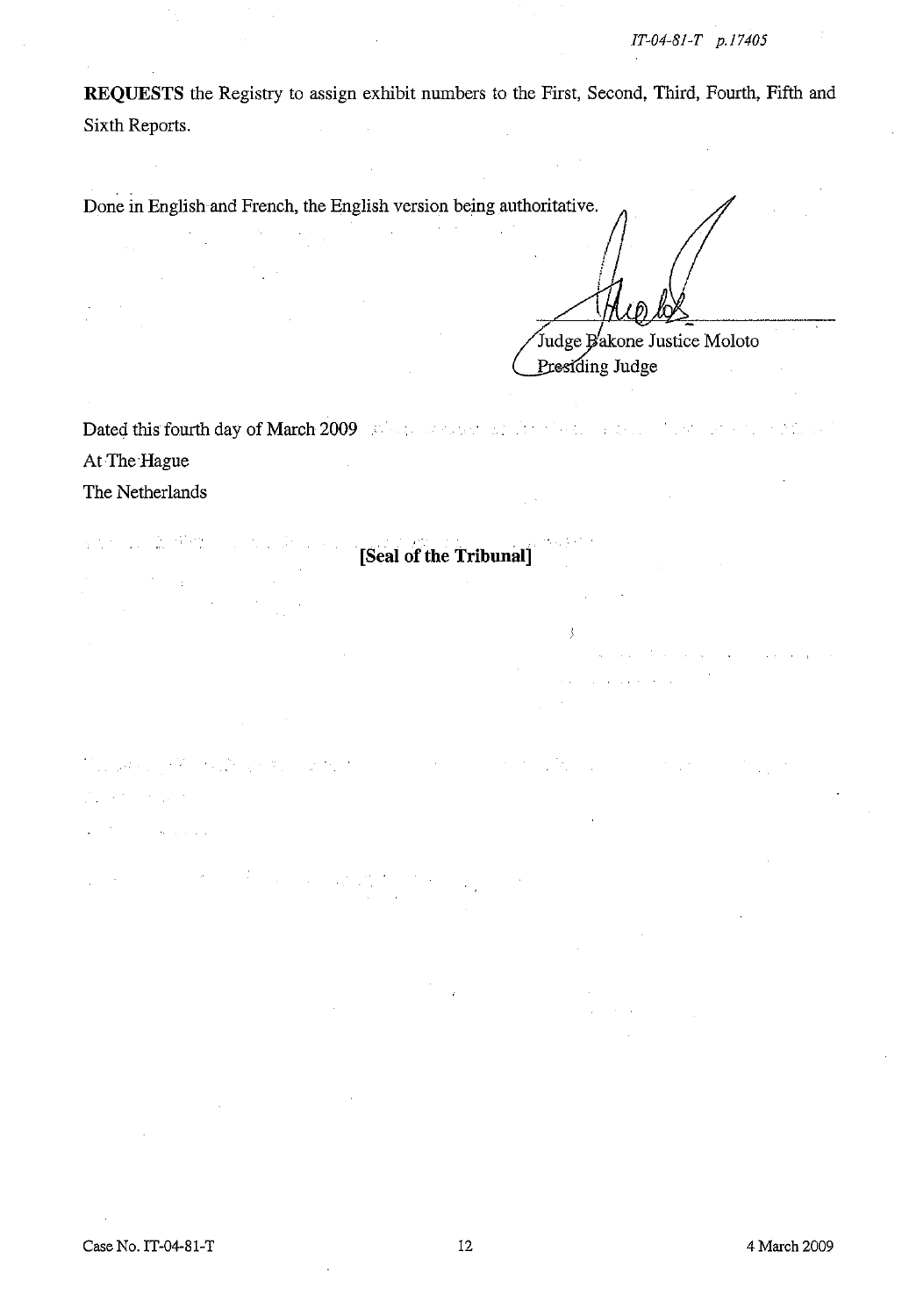**REQUESTS** the Registry to assign exhibit numbers to the First, Second, Third, Fourth, Fifth and Sixth Reports.

Done in English and French, the English version being authoritative.

Judge Bakone Justice Moloto
Presiding Judge

Dated this fourth day of March 2009
At The Hague
The Netherlands

**[Seal of the Tribunal]**